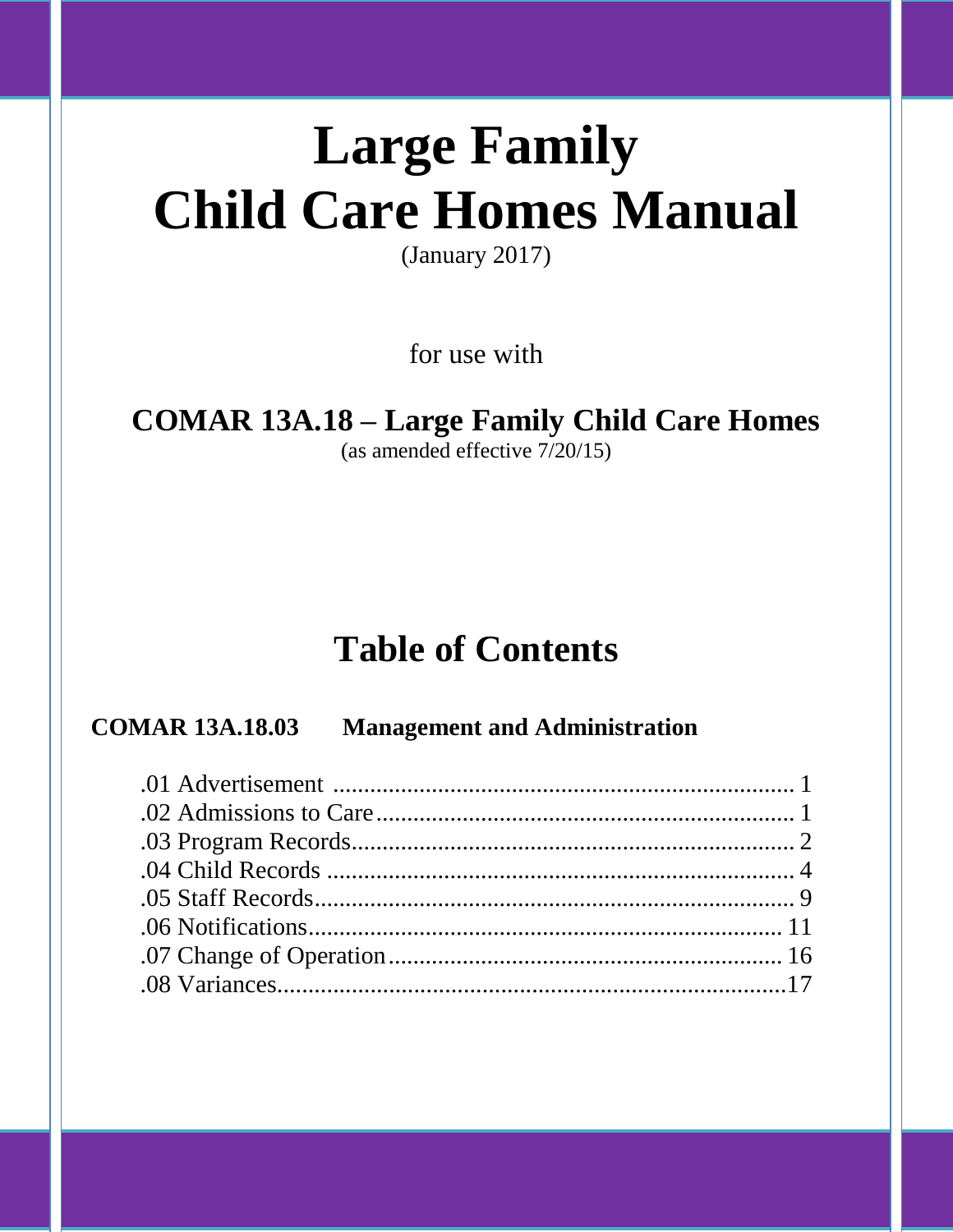# Large Family Child Care Homes Manual

(January 2017)

for use with

**COMAR 13A.18 – Large Family Child Care Homes**

(as amended effective 7/20/15)

## Table of Contents

**COMAR 13A.18.03 Management and Administration**

.01 Advertisement ........................................................................... 1
.02 Admissions to Care ..................................................................... 1
.03 Program Records ......................................................................... 2
.04 Child Records ............................................................................. 4
.05 Staff Records .............................................................................. 9
.06 Notifications .............................................................................. 11
.07 Change of Operation ................................................................. 16
.08 Variances ................................................................................... 17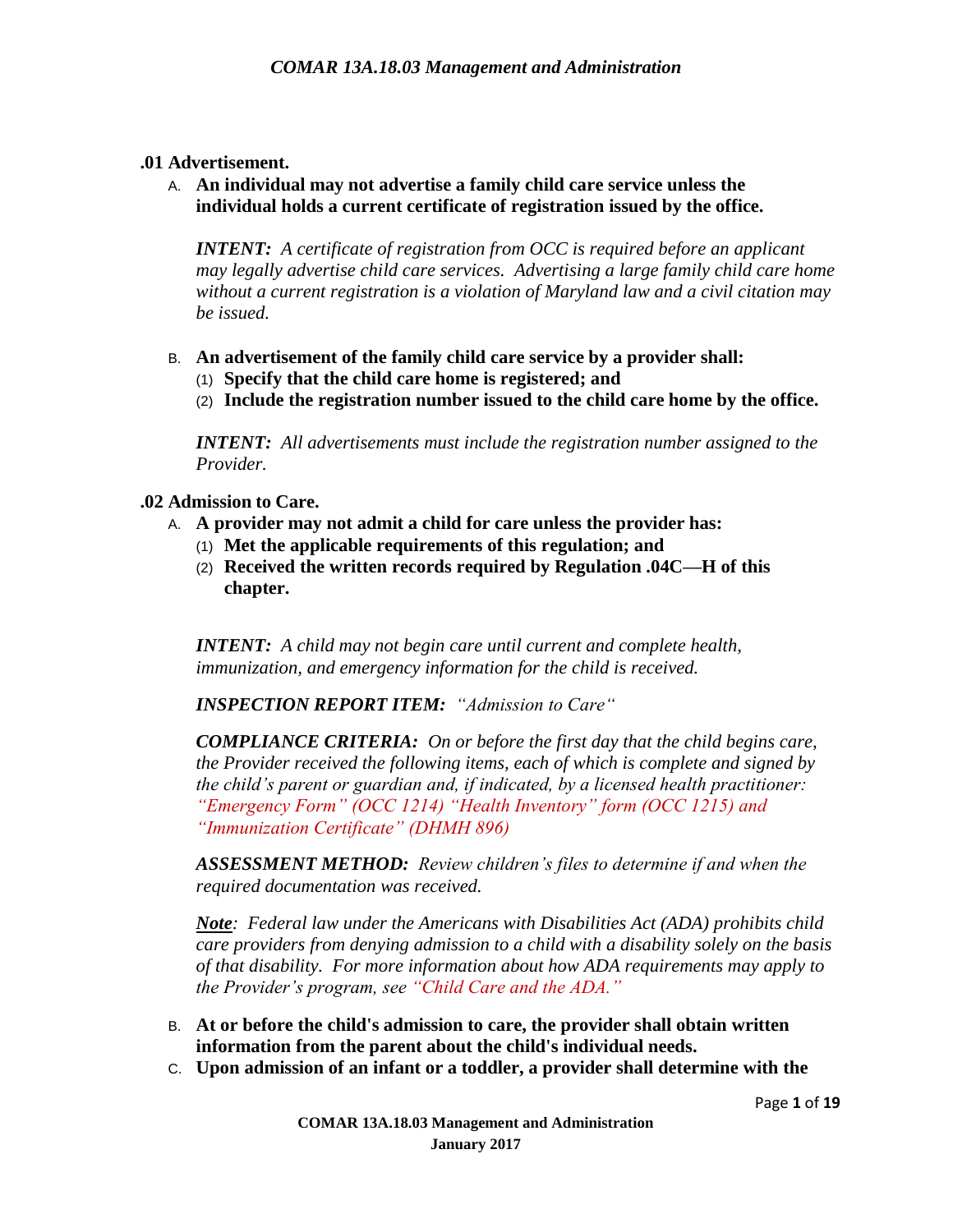## .01 Advertisement.

A. **An individual may not advertise a family child care service unless the individual holds a current certificate of registration issued by the office.**

*INTENT: A certificate of registration from OCC is required before an applicant may legally advertise child care services. Advertising a large family child care home without a current registration is a violation of Maryland law and a civil citation may be issued.*

B. **An advertisement of the family child care service by a provider shall:**
   (1) **Specify that the child care home is registered; and**
   (2) **Include the registration number issued to the child care home by the office.**

*INTENT: All advertisements must include the registration number assigned to the Provider.*

## .02 Admission to Care.

A. **A provider may not admit a child for care unless the provider has:**
   (1) **Met the applicable requirements of this regulation; and**
   (2) **Received the written records required by Regulation .04C—H of this chapter.**

*INTENT: A child may not begin care until current and complete health, immunization, and emergency information for the child is received.*

***INSPECTION REPORT ITEM:*** *"Admission to Care"*

***COMPLIANCE CRITERIA:*** *On or before the first day that the child begins care, the Provider received the following items, each of which is complete and signed by the child's parent or guardian and, if indicated, by a licensed health practitioner: "Emergency Form" (OCC 1214) "Health Inventory" form (OCC 1215) and "Immunization Certificate" (DHMH 896)*

***ASSESSMENT METHOD:*** *Review children's files to determine if and when the required documentation was received.*

***Note****: Federal law under the Americans with Disabilities Act (ADA) prohibits child care providers from denying admission to a child with a disability solely on the basis of that disability. For more information about how ADA requirements may apply to the Provider's program, see "Child Care and the ADA."*

B. **At or before the child's admission to care, the provider shall obtain written information from the parent about the child's individual needs.**

C. **Upon admission of an infant or a toddler, a provider shall determine with the**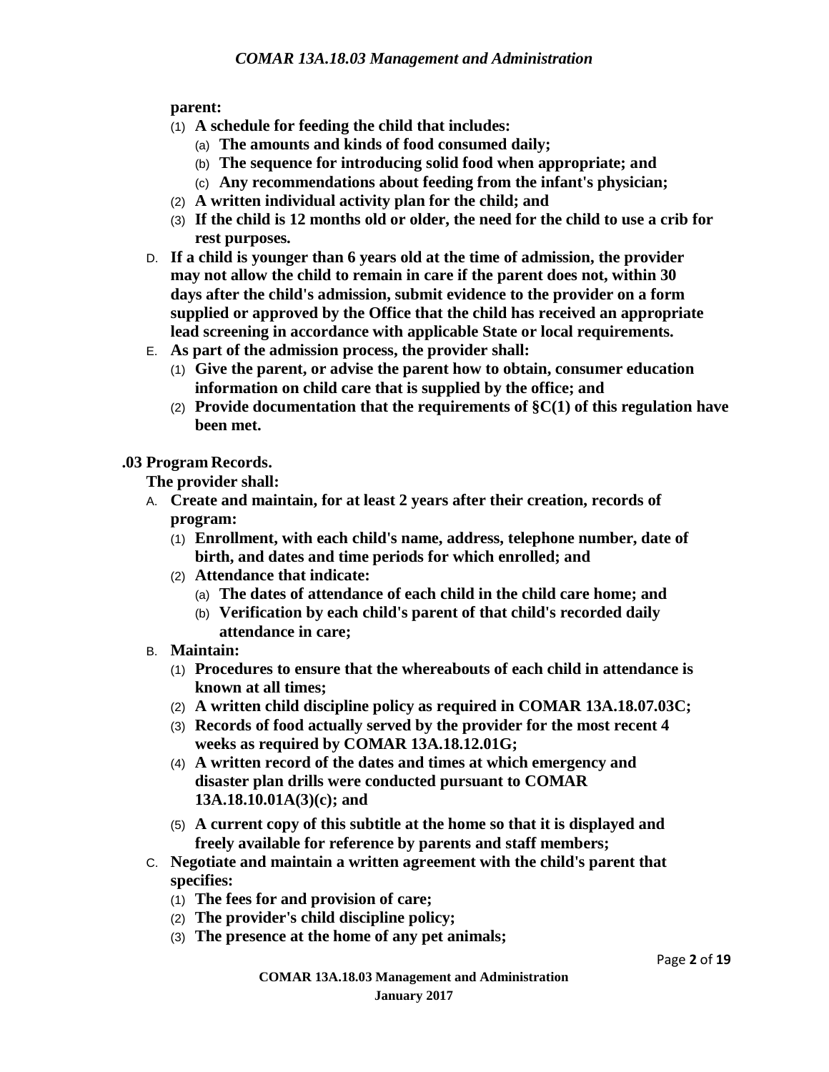**parent:**

(1) **A schedule for feeding the child that includes:**

  (a) **The amounts and kinds of food consumed daily;**

  (b) **The sequence for introducing solid food when appropriate; and**

  (c) **Any recommendations about feeding from the infant's physician;**

(2) **A written individual activity plan for the child; and**

(3) **If the child is 12 months old or older, the need for the child to use a crib for rest purposes.**

D. **If a child is younger than 6 years old at the time of admission, the provider may not allow the child to remain in care if the parent does not, within 30 days after the child's admission, submit evidence to the provider on a form supplied or approved by the Office that the child has received an appropriate lead screening in accordance with applicable State or local requirements.**

E. **As part of the admission process, the provider shall:**

  (1) **Give the parent, or advise the parent how to obtain, consumer education information on child care that is supplied by the office; and**

  (2) **Provide documentation that the requirements of §C(1) of this regulation have been met.**

**.03 Program Records.**

**The provider shall:**

A. **Create and maintain, for at least 2 years after their creation, records of program:**

  (1) **Enrollment, with each child's name, address, telephone number, date of birth, and dates and time periods for which enrolled; and**

  (2) **Attendance that indicate:**

    (a) **The dates of attendance of each child in the child care home; and**

    (b) **Verification by each child's parent of that child's recorded daily attendance in care;**

B. **Maintain:**

  (1) **Procedures to ensure that the whereabouts of each child in attendance is known at all times;**

  (2) **A written child discipline policy as required in COMAR 13A.18.07.03C;**

  (3) **Records of food actually served by the provider for the most recent 4 weeks as required by COMAR 13A.18.12.01G;**

  (4) **A written record of the dates and times at which emergency and disaster plan drills were conducted pursuant to COMAR 13A.18.10.01A(3)(c); and**

  (5) **A current copy of this subtitle at the home so that it is displayed and freely available for reference by parents and staff members;**

C. **Negotiate and maintain a written agreement with the child's parent that specifies:**

  (1) **The fees for and provision of care;**

  (2) **The provider's child discipline policy;**

  (3) **The presence at the home of any pet animals;**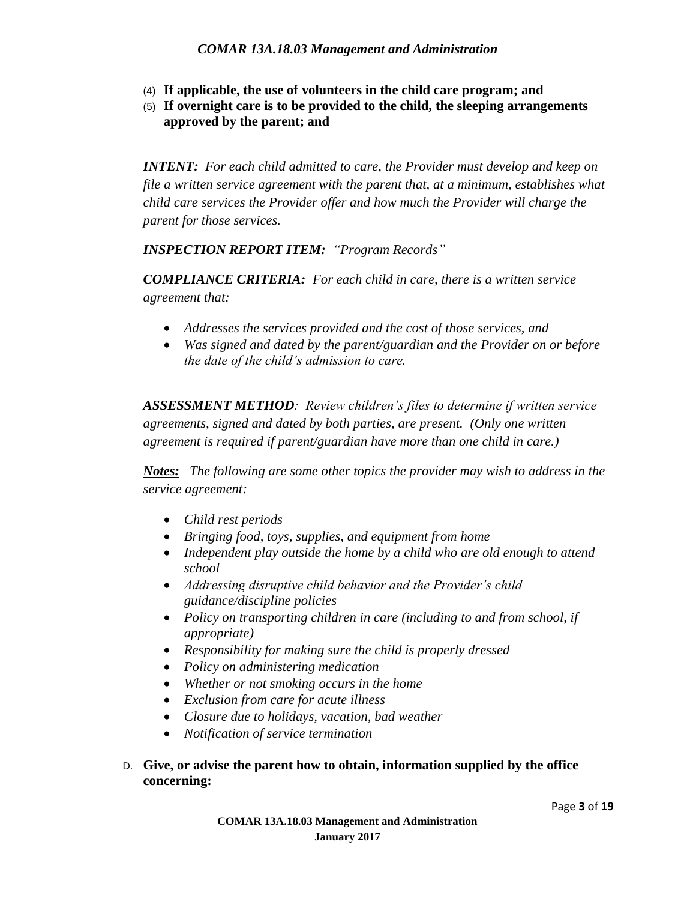(4) **If applicable, the use of volunteers in the child care program; and**

(5) **If overnight care is to be provided to the child, the sleeping arrangements approved by the parent; and**

***INTENT:*** *For each child admitted to care, the Provider must develop and keep on file a written service agreement with the parent that, at a minimum, establishes what child care services the Provider offer and how much the Provider will charge the parent for those services.*

***INSPECTION REPORT ITEM:*** *"Program Records"*

***COMPLIANCE CRITERIA:*** *For each child in care, there is a written service agreement that:*

- *Addresses the services provided and the cost of those services, and*
- *Was signed and dated by the parent/guardian and the Provider on or before the date of the child's admission to care.*

***ASSESSMENT METHOD****:* *Review children's files to determine if written service agreements, signed and dated by both parties, are present. (Only one written agreement is required if parent/guardian have more than one child in care.)*

***<u>Notes:</u>*** *The following are some other topics the provider may wish to address in the service agreement:*

- *Child rest periods*
- *Bringing food, toys, supplies, and equipment from home*
- *Independent play outside the home by a child who are old enough to attend school*
- *Addressing disruptive child behavior and the Provider's child guidance/discipline policies*
- *Policy on transporting children in care (including to and from school, if appropriate)*
- *Responsibility for making sure the child is properly dressed*
- *Policy on administering medication*
- *Whether or not smoking occurs in the home*
- *Exclusion from care for acute illness*
- *Closure due to holidays, vacation, bad weather*
- *Notification of service termination*

D. **Give, or advise the parent how to obtain, information supplied by the office concerning:**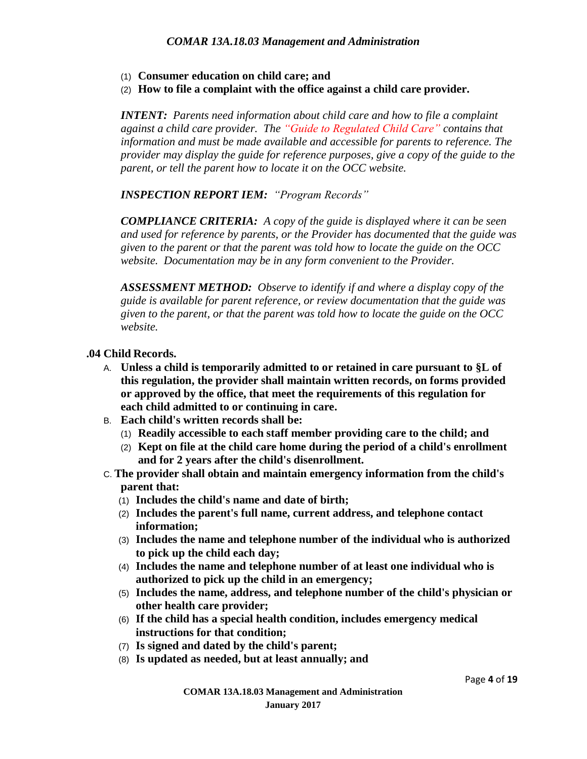(1) **Consumer education on child care; and**

(2) **How to file a complaint with the office against a child care provider.**

***INTENT:*** *Parents need information about child care and how to file a complaint against a child care provider. The "Guide to Regulated Child Care" contains that information and must be made available and accessible for parents to reference. The provider may display the guide for reference purposes, give a copy of the guide to the parent, or tell the parent how to locate it on the OCC website.*

***INSPECTION REPORT IEM:*** *"Program Records"*

***COMPLIANCE CRITERIA:*** *A copy of the guide is displayed where it can be seen and used for reference by parents, or the Provider has documented that the guide was given to the parent or that the parent was told how to locate the guide on the OCC website. Documentation may be in any form convenient to the Provider.*

***ASSESSMENT METHOD:*** *Observe to identify if and where a display copy of the guide is available for parent reference, or review documentation that the guide was given to the parent, or that the parent was told how to locate the guide on the OCC website.*

**.04 Child Records.**

A. **Unless a child is temporarily admitted to or retained in care pursuant to §L of this regulation, the provider shall maintain written records, on forms provided or approved by the office, that meet the requirements of this regulation for each child admitted to or continuing in care.**

B. **Each child's written records shall be:**

(1) **Readily accessible to each staff member providing care to the child; and**

(2) **Kept on file at the child care home during the period of a child's enrollment and for 2 years after the child's disenrollment.**

C. **The provider shall obtain and maintain emergency information from the child's parent that:**

(1) **Includes the child's name and date of birth;**

(2) **Includes the parent's full name, current address, and telephone contact information;**

(3) **Includes the name and telephone number of the individual who is authorized to pick up the child each day;**

(4) **Includes the name and telephone number of at least one individual who is authorized to pick up the child in an emergency;**

(5) **Includes the name, address, and telephone number of the child's physician or other health care provider;**

(6) **If the child has a special health condition, includes emergency medical instructions for that condition;**

(7) **Is signed and dated by the child's parent;**

(8) **Is updated as needed, but at least annually; and**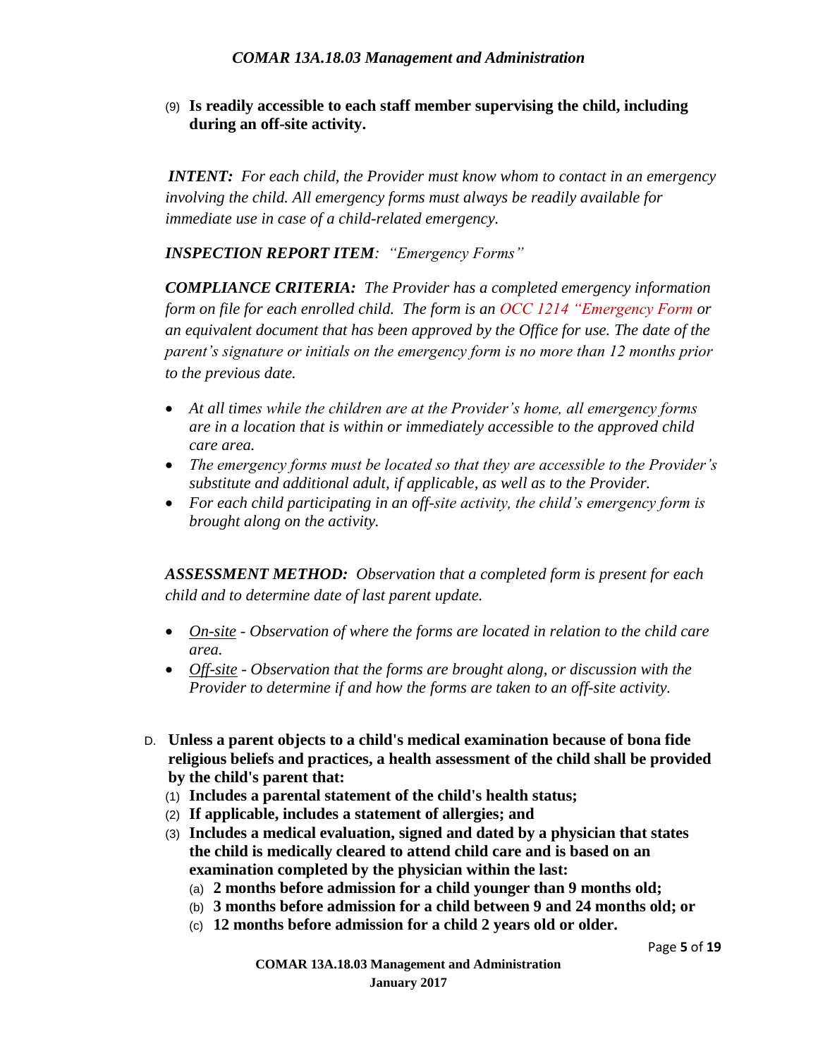(9) **Is readily accessible to each staff member supervising the child, including during an off-site activity.**

***INTENT:*** *For each child, the Provider must know whom to contact in an emergency involving the child. All emergency forms must always be readily available for immediate use in case of a child-related emergency.*

***INSPECTION REPORT ITEM****: "Emergency Forms"*

***COMPLIANCE CRITERIA:*** *The Provider has a completed emergency information form on file for each enrolled child. The form is an OCC 1214 "Emergency Form or an equivalent document that has been approved by the Office for use. The date of the parent's signature or initials on the emergency form is no more than 12 months prior to the previous date.*

- *At all times while the children are at the Provider's home, all emergency forms are in a location that is within or immediately accessible to the approved child care area.*
- *The emergency forms must be located so that they are accessible to the Provider's substitute and additional adult, if applicable, as well as to the Provider.*
- *For each child participating in an off-site activity, the child's emergency form is brought along on the activity.*

***ASSESSMENT METHOD:*** *Observation that a completed form is present for each child and to determine date of last parent update.*

- *On-site - Observation of where the forms are located in relation to the child care area.*
- *Off-site - Observation that the forms are brought along, or discussion with the Provider to determine if and how the forms are taken to an off-site activity.*

D. **Unless a parent objects to a child's medical examination because of bona fide religious beliefs and practices, a health assessment of the child shall be provided by the child's parent that:**
   (1) **Includes a parental statement of the child's health status;**
   (2) **If applicable, includes a statement of allergies; and**
   (3) **Includes a medical evaluation, signed and dated by a physician that states the child is medically cleared to attend child care and is based on an examination completed by the physician within the last:**
      (a) **2 months before admission for a child younger than 9 months old;**
      (b) **3 months before admission for a child between 9 and 24 months old; or**
      (c) **12 months before admission for a child 2 years old or older.**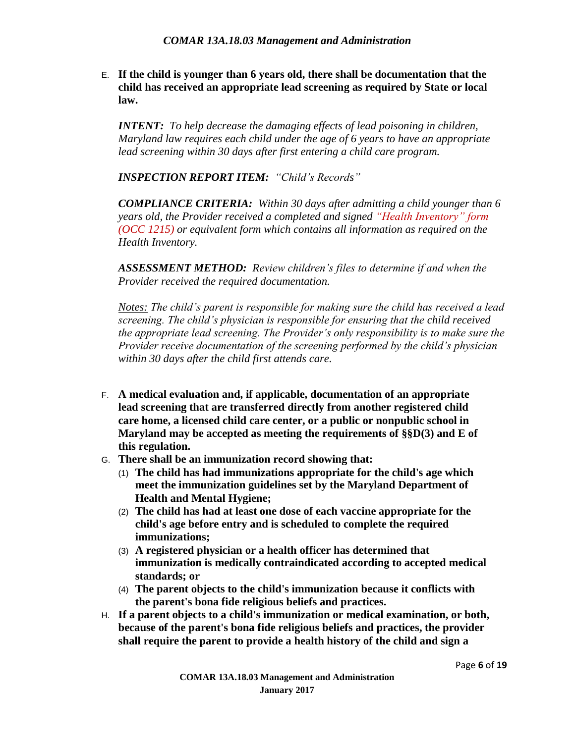E. **If the child is younger than 6 years old, there shall be documentation that the child has received an appropriate lead screening as required by State or local law.**

***INTENT:*** *To help decrease the damaging effects of lead poisoning in children, Maryland law requires each child under the age of 6 years to have an appropriate lead screening within 30 days after first entering a child care program.*

***INSPECTION REPORT ITEM:*** *"Child's Records"*

***COMPLIANCE CRITERIA:*** *Within 30 days after admitting a child younger than 6 years old, the Provider received a completed and signed "Health Inventory" form (OCC 1215) or equivalent form which contains all information as required on the Health Inventory.*

***ASSESSMENT METHOD:*** *Review children's files to determine if and when the Provider received the required documentation.*

*Notes: The child's parent is responsible for making sure the child has received a lead screening. The child's physician is responsible for ensuring that the child received the appropriate lead screening. The Provider's only responsibility is to make sure the Provider receive documentation of the screening performed by the child's physician within 30 days after the child first attends care.*

F. **A medical evaluation and, if applicable, documentation of an appropriate lead screening that are transferred directly from another registered child care home, a licensed child care center, or a public or nonpublic school in Maryland may be accepted as meeting the requirements of §§D(3) and E of this regulation.**

G. **There shall be an immunization record showing that:**
   1. **The child has had immunizations appropriate for the child's age which meet the immunization guidelines set by the Maryland Department of Health and Mental Hygiene;**
   2. **The child has had at least one dose of each vaccine appropriate for the child's age before entry and is scheduled to complete the required immunizations;**
   3. **A registered physician or a health officer has determined that immunization is medically contraindicated according to accepted medical standards; or**
   4. **The parent objects to the child's immunization because it conflicts with the parent's bona fide religious beliefs and practices.**

H. **If a parent objects to a child's immunization or medical examination, or both, because of the parent's bona fide religious beliefs and practices, the provider shall require the parent to provide a health history of the child and sign a**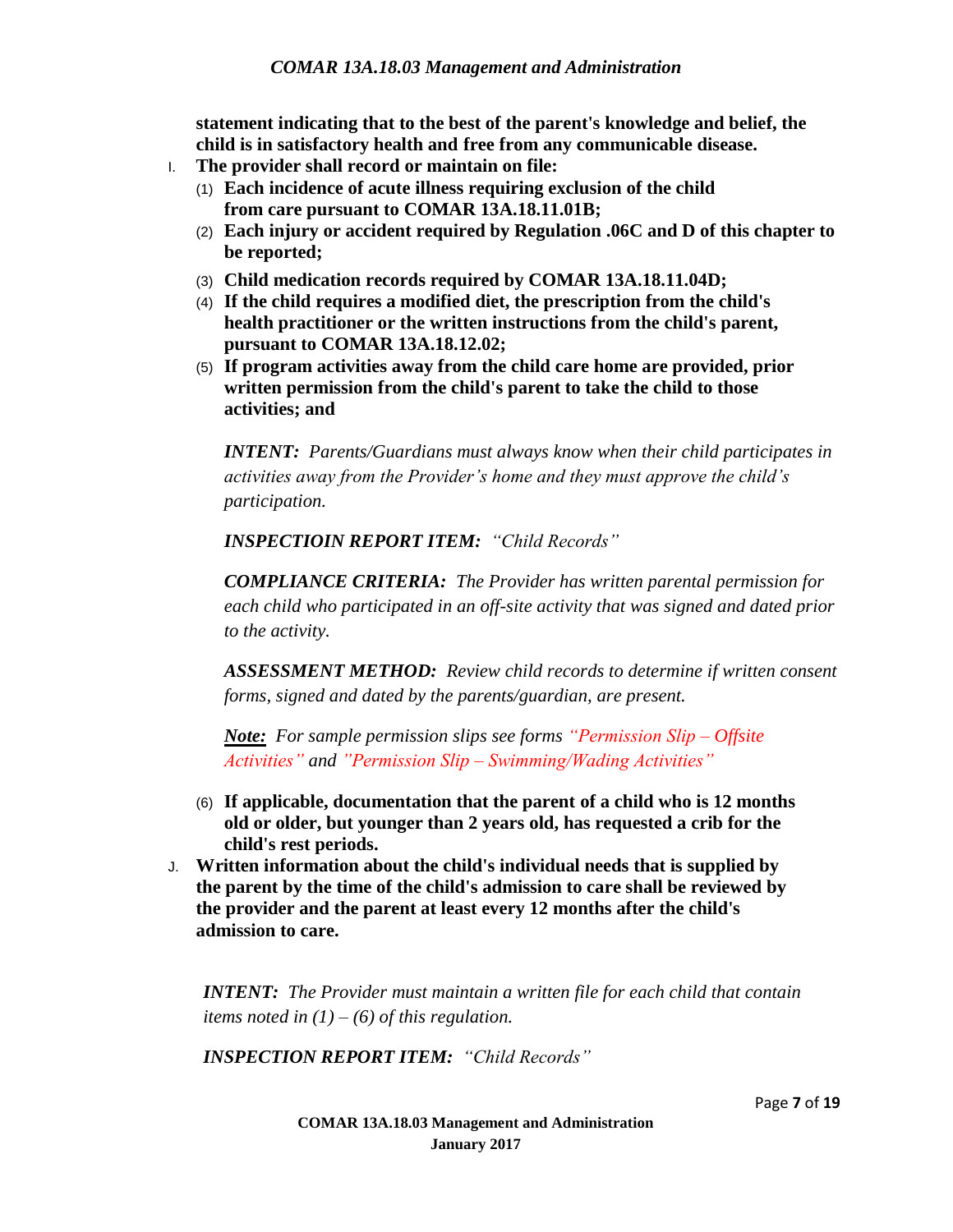**statement indicating that to the best of the parent's knowledge and belief, the child is in satisfactory health and free from any communicable disease.**

I. **The provider shall record or maintain on file:**
   (1) **Each incidence of acute illness requiring exclusion of the child from care pursuant to COMAR 13A.18.11.01B;**
   (2) **Each injury or accident required by Regulation .06C and D of this chapter to be reported;**
   (3) **Child medication records required by COMAR 13A.18.11.04D;**
   (4) **If the child requires a modified diet, the prescription from the child's health practitioner or the written instructions from the child's parent, pursuant to COMAR 13A.18.12.02;**
   (5) **If program activities away from the child care home are provided, prior written permission from the child's parent to take the child to those activities; and**

   ***INTENT:*** *Parents/Guardians must always know when their child participates in activities away from the Provider's home and they must approve the child's participation.*

   ***INSPECTIOIN REPORT ITEM:*** *"Child Records"*

   ***COMPLIANCE CRITERIA:*** *The Provider has written parental permission for each child who participated in an off-site activity that was signed and dated prior to the activity.*

   ***ASSESSMENT METHOD:*** *Review child records to determine if written consent forms, signed and dated by the parents/guardian, are present.*

   ***Note:*** *For sample permission slips see forms "Permission Slip – Offsite Activities" and "Permission Slip – Swimming/Wading Activities"*

   (6) **If applicable, documentation that the parent of a child who is 12 months old or older, but younger than 2 years old, has requested a crib for the child's rest periods.**

J. **Written information about the child's individual needs that is supplied by the parent by the time of the child's admission to care shall be reviewed by the provider and the parent at least every 12 months after the child's admission to care.**

***INTENT:*** *The Provider must maintain a written file for each child that contain items noted in (1) – (6) of this regulation.*

***INSPECTION REPORT ITEM:*** *"Child Records"*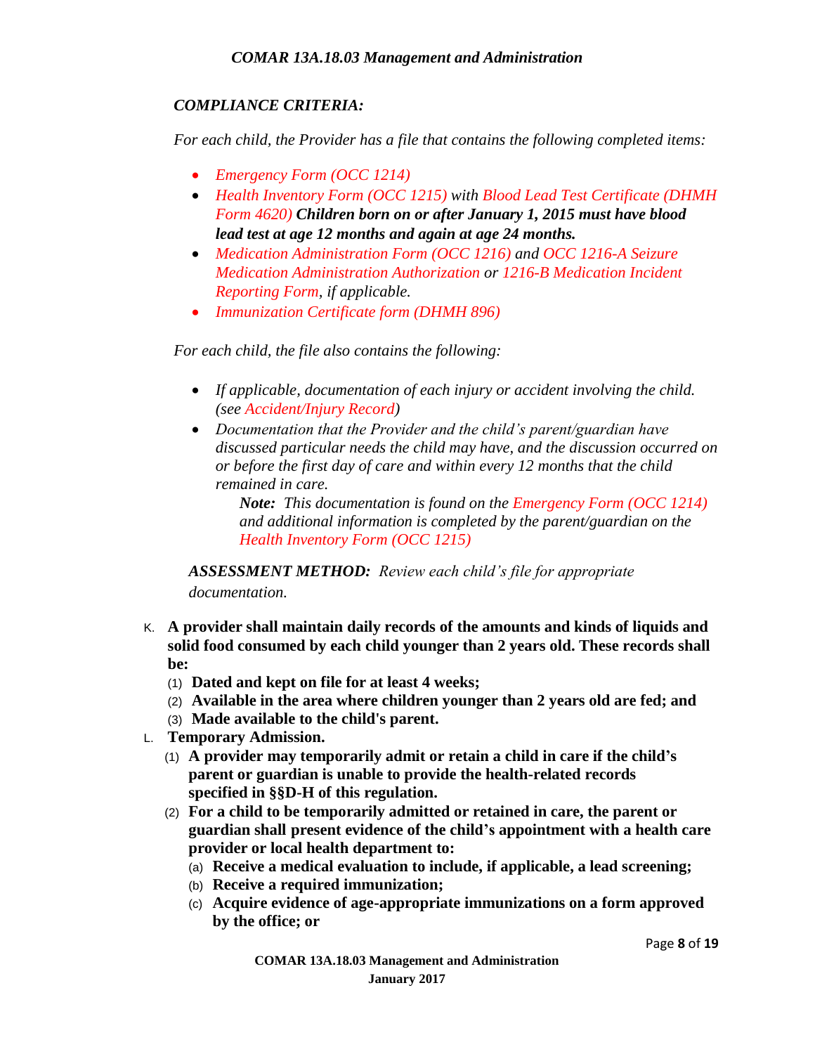*COMPLIANCE CRITERIA:*

*For each child, the Provider has a file that contains the following completed items:*

- *Emergency Form (OCC 1214)*
- *Health Inventory Form (OCC 1215) with Blood Lead Test Certificate (DHMH Form 4620)* ***Children born on or after January 1, 2015 must have blood lead test at age 12 months and again at age 24 months.***
- *Medication Administration Form (OCC 1216) and OCC 1216-A Seizure Medication Administration Authorization or 1216-B Medication Incident Reporting Form, if applicable.*
- *Immunization Certificate form (DHMH 896)*

*For each child, the file also contains the following:*

- *If applicable, documentation of each injury or accident involving the child. (see Accident/Injury Record)*
- *Documentation that the Provider and the child's parent/guardian have discussed particular needs the child may have, and the discussion occurred on or before the first day of care and within every 12 months that the child remained in care.*

  ***Note:*** *This documentation is found on the Emergency Form (OCC 1214) and additional information is completed by the parent/guardian on the Health Inventory Form (OCC 1215)*

***ASSESSMENT METHOD:*** *Review each child's file for appropriate documentation.*

K. **A provider shall maintain daily records of the amounts and kinds of liquids and solid food consumed by each child younger than 2 years old. These records shall be:**
   (1) **Dated and kept on file for at least 4 weeks;**
   (2) **Available in the area where children younger than 2 years old are fed; and**
   (3) **Made available to the child's parent.**

L. **Temporary Admission.**
   (1) **A provider may temporarily admit or retain a child in care if the child's parent or guardian is unable to provide the health-related records specified in §§D-H of this regulation.**
   (2) **For a child to be temporarily admitted or retained in care, the parent or guardian shall present evidence of the child's appointment with a health care provider or local health department to:**
      (a) **Receive a medical evaluation to include, if applicable, a lead screening;**
      (b) **Receive a required immunization;**
      (c) **Acquire evidence of age-appropriate immunizations on a form approved by the office; or**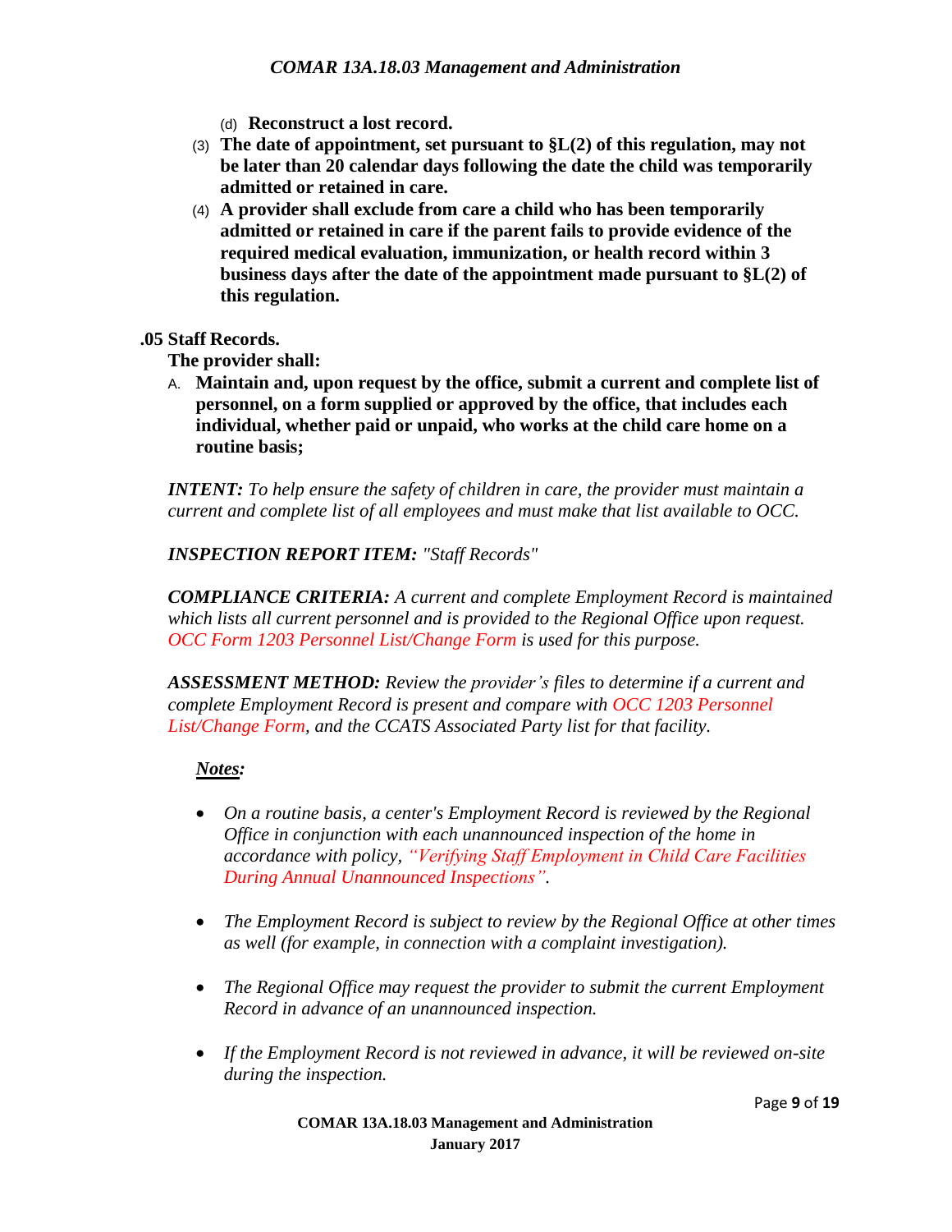(d) **Reconstruct a lost record.**

(3) **The date of appointment, set pursuant to §L(2) of this regulation, may not be later than 20 calendar days following the date the child was temporarily admitted or retained in care.**

(4) **A provider shall exclude from care a child who has been temporarily admitted or retained in care if the parent fails to provide evidence of the required medical evaluation, immunization, or health record within 3 business days after the date of the appointment made pursuant to §L(2) of this regulation.**

## .05 Staff Records.

**The provider shall:**

A. **Maintain and, upon request by the office, submit a current and complete list of personnel, on a form supplied or approved by the office, that includes each individual, whether paid or unpaid, who works at the child care home on a routine basis;**

***INTENT:*** *To help ensure the safety of children in care, the provider must maintain a current and complete list of all employees and must make that list available to OCC.*

***INSPECTION REPORT ITEM:*** *"Staff Records"*

***COMPLIANCE CRITERIA:*** *A current and complete Employment Record is maintained which lists all current personnel and is provided to the Regional Office upon request. OCC Form 1203 Personnel List/Change Form is used for this purpose.*

***ASSESSMENT METHOD:*** *Review the provider's files to determine if a current and complete Employment Record is present and compare with OCC 1203 Personnel List/Change Form, and the CCATS Associated Party list for that facility.*

***Notes:***

- *On a routine basis, a center's Employment Record is reviewed by the Regional Office in conjunction with each unannounced inspection of the home in accordance with policy, "Verifying Staff Employment in Child Care Facilities During Annual Unannounced Inspections".*
- *The Employment Record is subject to review by the Regional Office at other times as well (for example, in connection with a complaint investigation).*
- *The Regional Office may request the provider to submit the current Employment Record in advance of an unannounced inspection.*
- *If the Employment Record is not reviewed in advance, it will be reviewed on-site during the inspection.*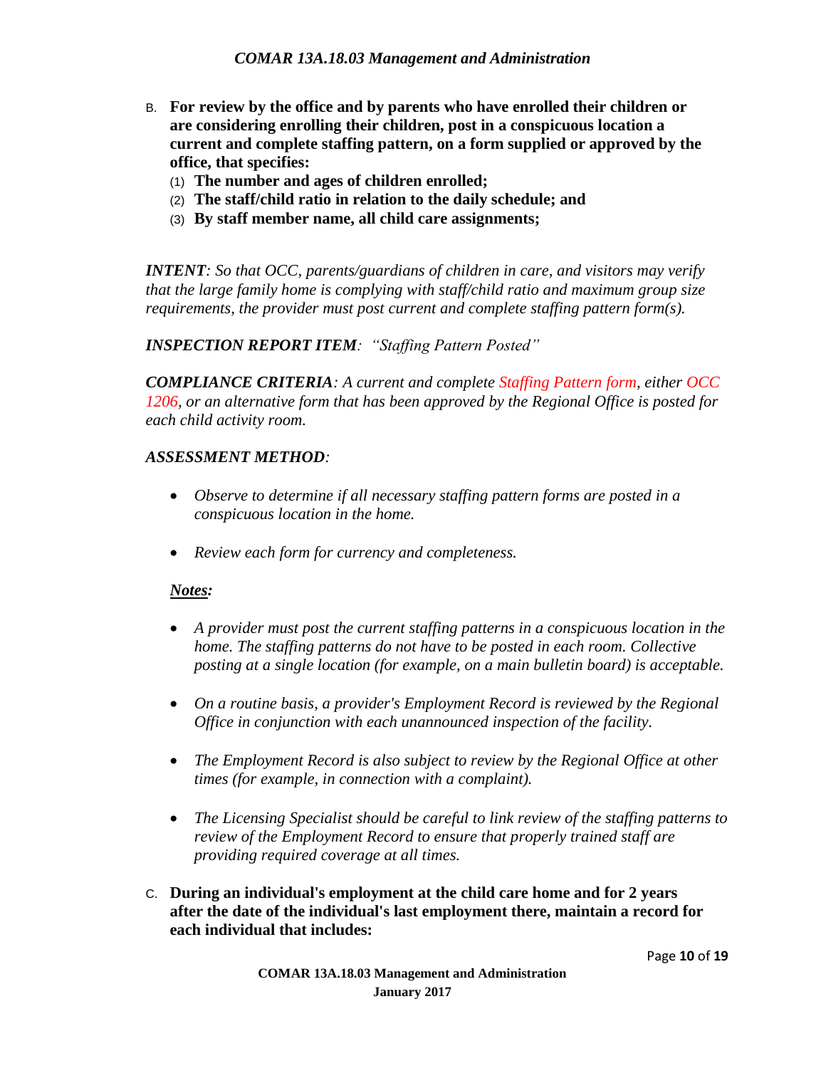B. **For review by the office and by parents who have enrolled their children or are considering enrolling their children, post in a conspicuous location a current and complete staffing pattern, on a form supplied or approved by the office, that specifies:**

(1) **The number and ages of children enrolled;**

(2) **The staff/child ratio in relation to the daily schedule; and**

(3) **By staff member name, all child care assignments;**

***INTENT****: So that OCC, parents/guardians of children in care, and visitors may verify that the large family home is complying with staff/child ratio and maximum group size requirements, the provider must post current and complete staffing pattern form(s).*

***INSPECTION REPORT ITEM****: "Staffing Pattern Posted"*

***COMPLIANCE CRITERIA****: A current and complete Staffing Pattern form, either OCC 1206, or an alternative form that has been approved by the Regional Office is posted for each child activity room.*

***ASSESSMENT METHOD****:*

- *Observe to determine if all necessary staffing pattern forms are posted in a conspicuous location in the home.*
- *Review each form for currency and completeness.*

***Notes:***

- *A provider must post the current staffing patterns in a conspicuous location in the home. The staffing patterns do not have to be posted in each room. Collective posting at a single location (for example, on a main bulletin board) is acceptable.*
- *On a routine basis, a provider's Employment Record is reviewed by the Regional Office in conjunction with each unannounced inspection of the facility.*
- *The Employment Record is also subject to review by the Regional Office at other times (for example, in connection with a complaint).*
- *The Licensing Specialist should be careful to link review of the staffing patterns to review of the Employment Record to ensure that properly trained staff are providing required coverage at all times.*

C. **During an individual's employment at the child care home and for 2 years after the date of the individual's last employment there, maintain a record for each individual that includes:**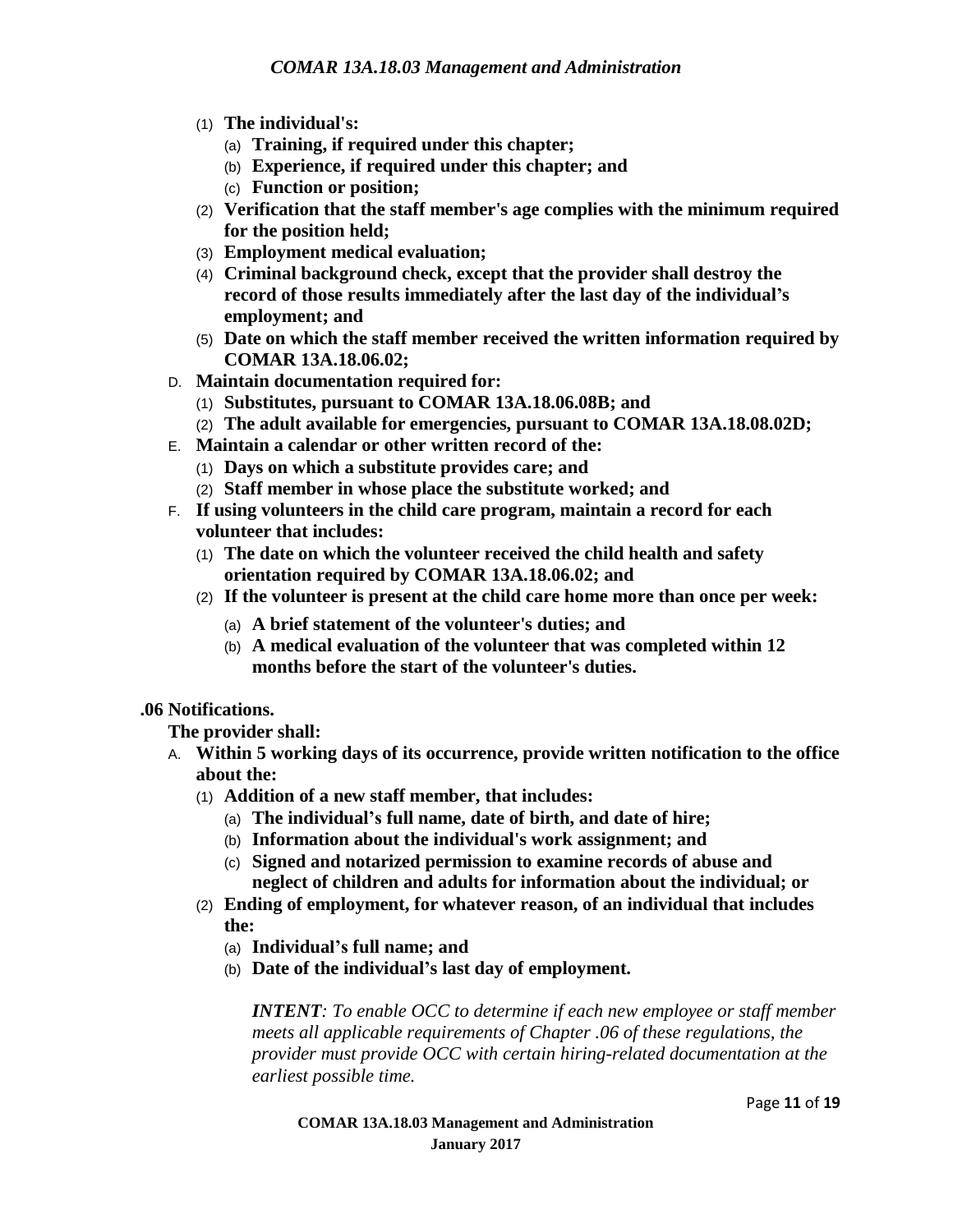(1) **The individual's:**
   (a) **Training, if required under this chapter;**
   (b) **Experience, if required under this chapter; and**
   (c) **Function or position;**

(2) **Verification that the staff member's age complies with the minimum required for the position held;**

(3) **Employment medical evaluation;**

(4) **Criminal background check, except that the provider shall destroy the record of those results immediately after the last day of the individual's employment; and**

(5) **Date on which the staff member received the written information required by COMAR 13A.18.06.02;**

D. **Maintain documentation required for:**
   (1) **Substitutes, pursuant to COMAR 13A.18.06.08B; and**
   (2) **The adult available for emergencies, pursuant to COMAR 13A.18.08.02D;**

E. **Maintain a calendar or other written record of the:**
   (1) **Days on which a substitute provides care; and**
   (2) **Staff member in whose place the substitute worked; and**

F. **If using volunteers in the child care program, maintain a record for each volunteer that includes:**
   (1) **The date on which the volunteer received the child health and safety orientation required by COMAR 13A.18.06.02; and**
   (2) **If the volunteer is present at the child care home more than once per week:**
      (a) **A brief statement of the volunteer's duties; and**
      (b) **A medical evaluation of the volunteer that was completed within 12 months before the start of the volunteer's duties.**

**.06 Notifications.**

**The provider shall:**

A. **Within 5 working days of its occurrence, provide written notification to the office about the:**
   (1) **Addition of a new staff member, that includes:**
      (a) **The individual's full name, date of birth, and date of hire;**
      (b) **Information about the individual's work assignment; and**
      (c) **Signed and notarized permission to examine records of abuse and neglect of children and adults for information about the individual; or**
   (2) **Ending of employment, for whatever reason, of an individual that includes the:**
      (a) **Individual's full name; and**
      (b) **Date of the individual's last day of employment.**

*INTENT: To enable OCC to determine if each new employee or staff member meets all applicable requirements of Chapter .06 of these regulations, the provider must provide OCC with certain hiring-related documentation at the earliest possible time.*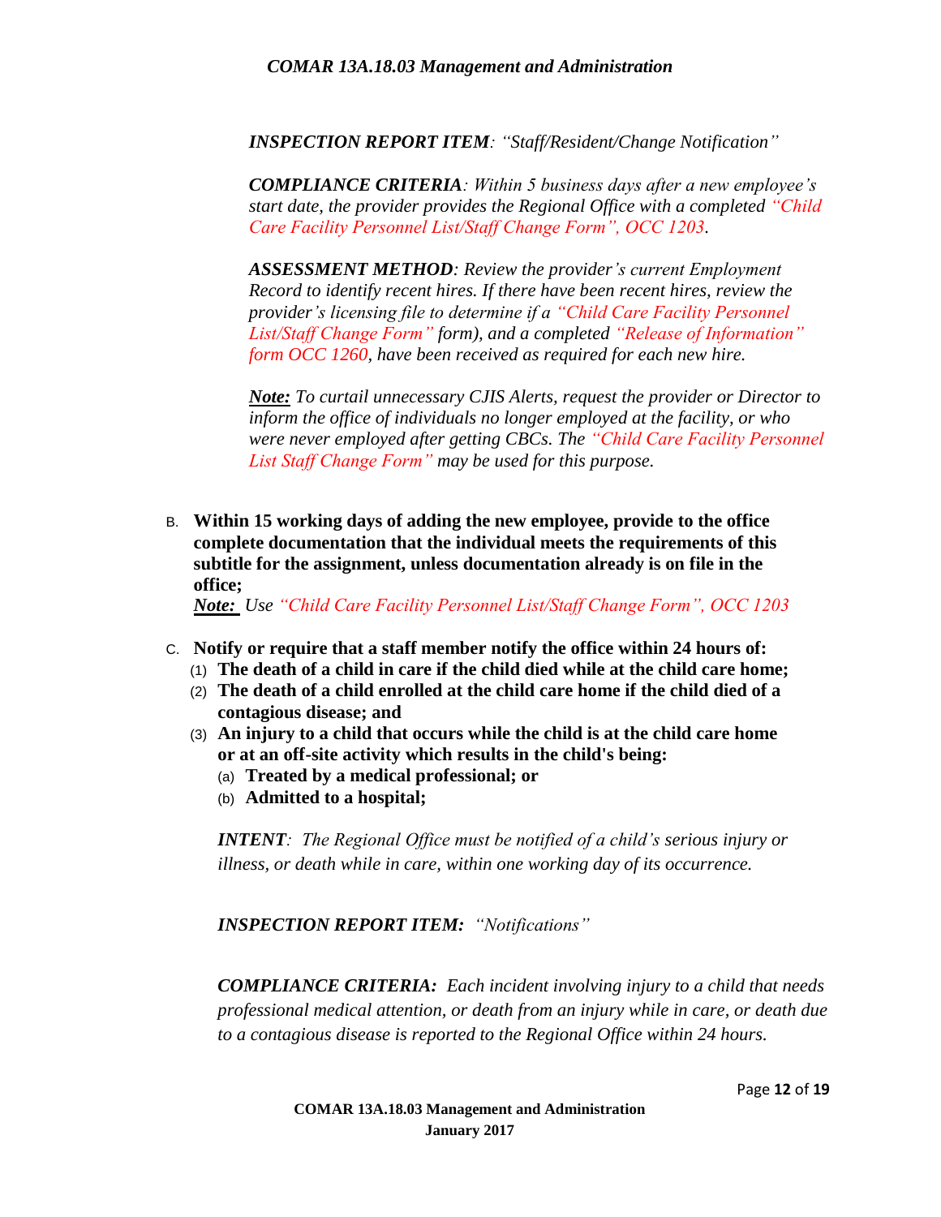*INSPECTION REPORT ITEM: "Staff/Resident/Change Notification"*

***COMPLIANCE CRITERIA**: Within 5 business days after a new employee's start date, the provider provides the Regional Office with a completed "Child Care Facility Personnel List/Staff Change Form", OCC 1203.*

***ASSESSMENT METHOD**: Review the provider's current Employment Record to identify recent hires. If there have been recent hires, review the provider's licensing file to determine if a "Child Care Facility Personnel List/Staff Change Form" form), and a completed "Release of Information" form OCC 1260, have been received as required for each new hire.*

***Note:** To curtail unnecessary CJIS Alerts, request the provider or Director to inform the office of individuals no longer employed at the facility, or who were never employed after getting CBCs. The "Child Care Facility Personnel List Staff Change Form" may be used for this purpose.*

B. **Within 15 working days of adding the new employee, provide to the office complete documentation that the individual meets the requirements of this subtitle for the assignment, unless documentation already is on file in the office;**

*__Note:__ Use "Child Care Facility Personnel List/Staff Change Form", OCC 1203*

C. **Notify or require that a staff member notify the office within 24 hours of:**
   (1) **The death of a child in care if the child died while at the child care home;**
   (2) **The death of a child enrolled at the child care home if the child died of a contagious disease; and**
   (3) **An injury to a child that occurs while the child is at the child care home or at an off-site activity which results in the child's being:**
      (a) **Treated by a medical professional; or**
      (b) **Admitted to a hospital;**

***INTENT**: The Regional Office must be notified of a child's serious injury or illness, or death while in care, within one working day of its occurrence.*

***INSPECTION REPORT ITEM:** "Notifications"*

***COMPLIANCE CRITERIA:** Each incident involving injury to a child that needs professional medical attention, or death from an injury while in care, or death due to a contagious disease is reported to the Regional Office within 24 hours.*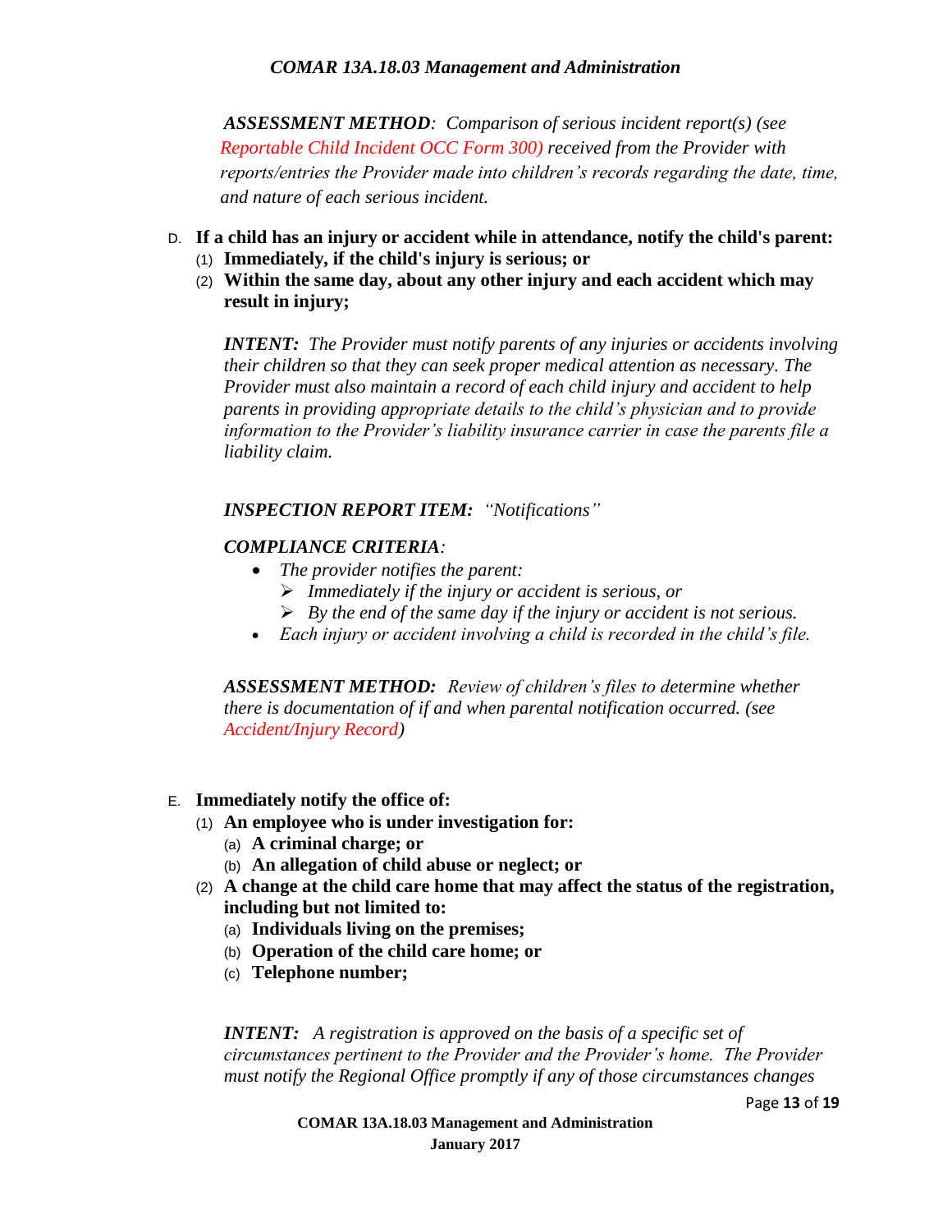*ASSESSMENT METHOD: Comparison of serious incident report(s) (see Reportable Child Incident OCC Form 300) received from the Provider with reports/entries the Provider made into children's records regarding the date, time, and nature of each serious incident.*

D. **If a child has an injury or accident while in attendance, notify the child's parent:**
   (1) **Immediately, if the child's injury is serious; or**
   (2) **Within the same day, about any other injury and each accident which may result in injury;**

   ***INTENT:*** *The Provider must notify parents of any injuries or accidents involving their children so that they can seek proper medical attention as necessary. The Provider must also maintain a record of each child injury and accident to help parents in providing appropriate details to the child's physician and to provide information to the Provider's liability insurance carrier in case the parents file a liability claim.*

   ***INSPECTION REPORT ITEM:*** *"Notifications"*

   ***COMPLIANCE CRITERIA:***
   - *The provider notifies the parent:*
     - *Immediately if the injury or accident is serious, or*
     - *By the end of the same day if the injury or accident is not serious.*
   - *Each injury or accident involving a child is recorded in the child's file.*

   ***ASSESSMENT METHOD:*** *Review of children's files to determine whether there is documentation of if and when parental notification occurred. (see Accident/Injury Record)*

E. **Immediately notify the office of:**
   (1) **An employee who is under investigation for:**
      (a) **A criminal charge; or**
      (b) **An allegation of child abuse or neglect; or**
   (2) **A change at the child care home that may affect the status of the registration, including but not limited to:**
      (a) **Individuals living on the premises;**
      (b) **Operation of the child care home; or**
      (c) **Telephone number;**

   ***INTENT:*** *A registration is approved on the basis of a specific set of circumstances pertinent to the Provider and the Provider's home. The Provider must notify the Regional Office promptly if any of those circumstances changes*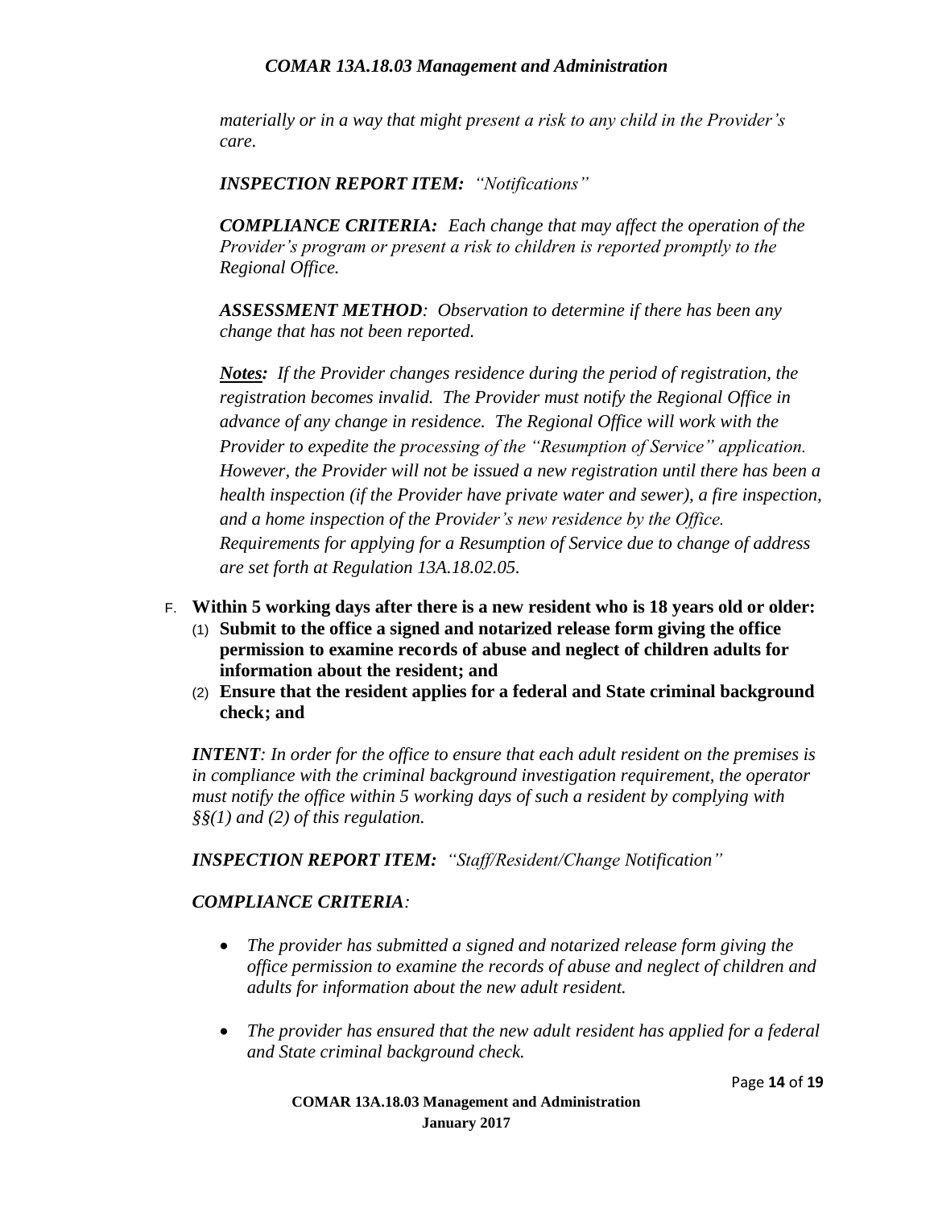*materially or in a way that might present a risk to any child in the Provider's care.*

***INSPECTION REPORT ITEM:*** *"Notifications"*

***COMPLIANCE CRITERIA:*** *Each change that may affect the operation of the Provider's program or present a risk to children is reported promptly to the Regional Office.*

***ASSESSMENT METHOD****: Observation to determine if there has been any change that has not been reported.*

***<u>Notes</u>:*** *If the Provider changes residence during the period of registration, the registration becomes invalid. The Provider must notify the Regional Office in advance of any change in residence. The Regional Office will work with the Provider to expedite the processing of the "Resumption of Service" application. However, the Provider will not be issued a new registration until there has been a health inspection (if the Provider have private water and sewer), a fire inspection, and a home inspection of the Provider's new residence by the Office. Requirements for applying for a Resumption of Service due to change of address are set forth at Regulation 13A.18.02.05.*

F. **Within 5 working days after there is a new resident who is 18 years old or older:**
   (1) **Submit to the office a signed and notarized release form giving the office permission to examine records of abuse and neglect of children adults for information about the resident; and**
   (2) **Ensure that the resident applies for a federal and State criminal background check; and**

***INTENT****: In order for the office to ensure that each adult resident on the premises is in compliance with the criminal background investigation requirement, the operator must notify the office within 5 working days of such a resident by complying with §§(1) and (2) of this regulation.*

***INSPECTION REPORT ITEM:*** *"Staff/Resident/Change Notification"*

***COMPLIANCE CRITERIA****:*

- *The provider has submitted a signed and notarized release form giving the office permission to examine the records of abuse and neglect of children and adults for information about the new adult resident.*
- *The provider has ensured that the new adult resident has applied for a federal and State criminal background check.*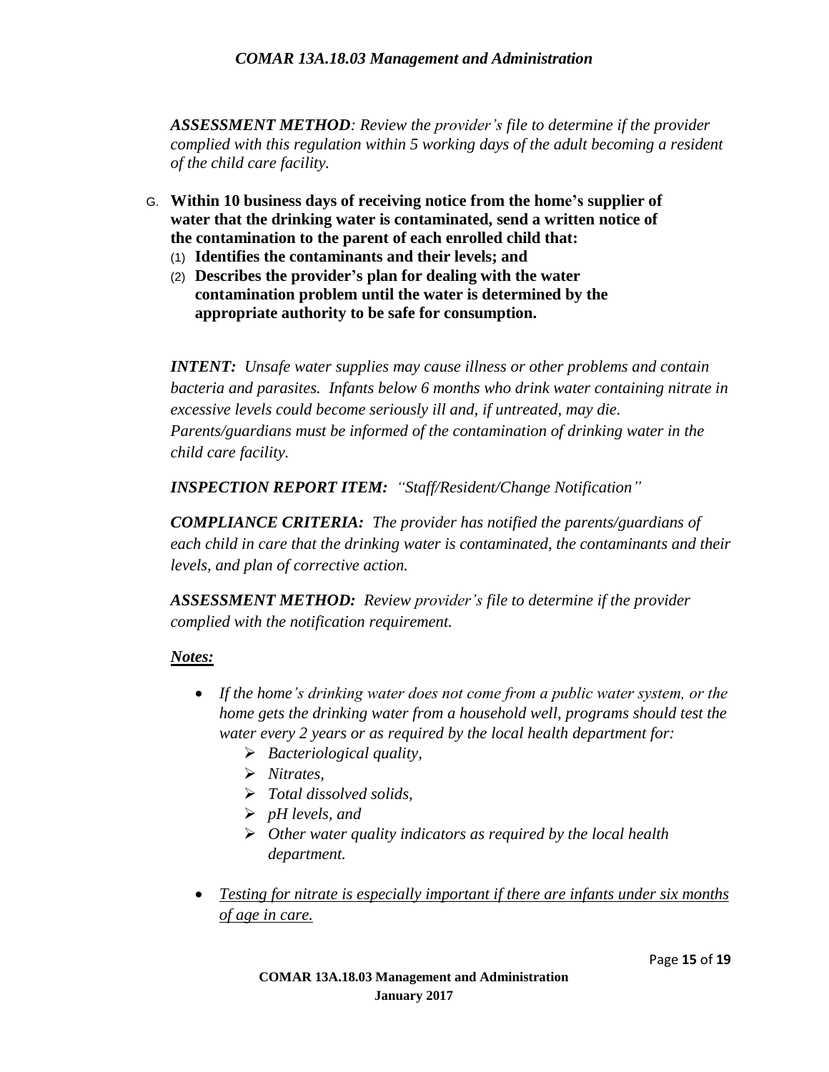***ASSESSMENT METHOD**: Review the provider's file to determine if the provider complied with this regulation within 5 working days of the adult becoming a resident of the child care facility.*

G. **Within 10 business days of receiving notice from the home's supplier of water that the drinking water is contaminated, send a written notice of the contamination to the parent of each enrolled child that:**
   (1) **Identifies the contaminants and their levels; and**
   (2) **Describes the provider's plan for dealing with the water contamination problem until the water is determined by the appropriate authority to be safe for consumption.**

***INTENT:** Unsafe water supplies may cause illness or other problems and contain bacteria and parasites. Infants below 6 months who drink water containing nitrate in excessive levels could become seriously ill and, if untreated, may die. Parents/guardians must be informed of the contamination of drinking water in the child care facility.*

***INSPECTION REPORT ITEM:** "Staff/Resident/Change Notification"*

***COMPLIANCE CRITERIA:** The provider has notified the parents/guardians of each child in care that the drinking water is contaminated, the contaminants and their levels, and plan of corrective action.*

***ASSESSMENT METHOD:** Review provider's file to determine if the provider complied with the notification requirement.*

***<u>Notes:</u>***

- *If the home's drinking water does not come from a public water system, or the home gets the drinking water from a household well, programs should test the water every 2 years or as required by the local health department for:*
    - *Bacteriological quality,*
    - *Nitrates,*
    - *Total dissolved solids,*
    - *pH levels, and*
    - *Other water quality indicators as required by the local health department.*

- *<u>Testing for nitrate is especially important if there are infants under six months of age in care.</u>*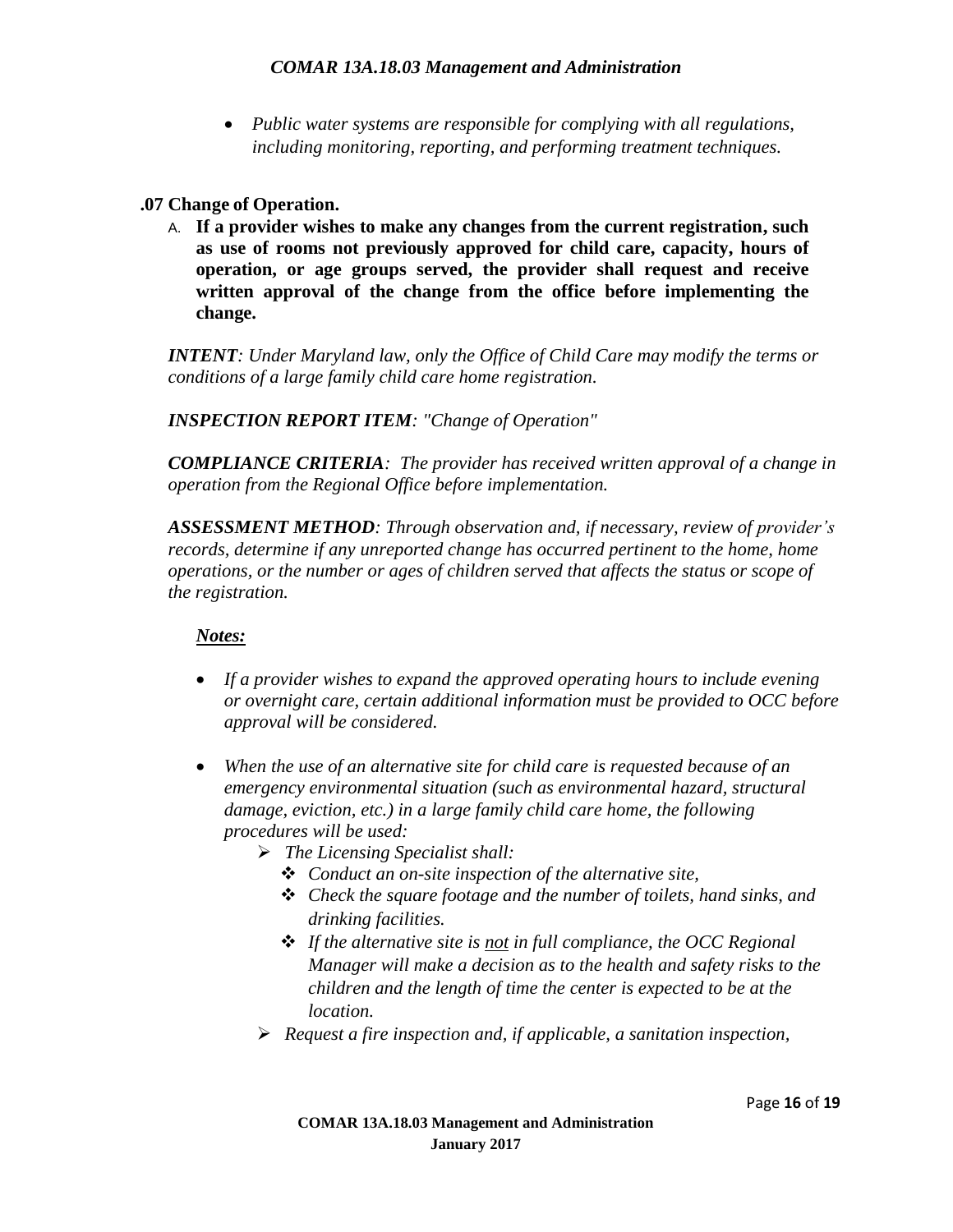- *Public water systems are responsible for complying with all regulations, including monitoring, reporting, and performing treatment techniques.*

**.07 Change of Operation.**

A. **If a provider wishes to make any changes from the current registration, such as use of rooms not previously approved for child care, capacity, hours of operation, or age groups served, the provider shall request and receive written approval of the change from the office before implementing the change.**

***INTENT****: Under Maryland law, only the Office of Child Care may modify the terms or conditions of a large family child care home registration.*

***INSPECTION REPORT ITEM****: "Change of Operation"*

***COMPLIANCE CRITERIA****: The provider has received written approval of a change in operation from the Regional Office before implementation.*

***ASSESSMENT METHOD****: Through observation and, if necessary, review of provider's records, determine if any unreported change has occurred pertinent to the home, home operations, or the number or ages of children served that affects the status or scope of the registration.*

***Notes:***

- *If a provider wishes to expand the approved operating hours to include evening or overnight care, certain additional information must be provided to OCC before approval will be considered.*
- *When the use of an alternative site for child care is requested because of an emergency environmental situation (such as environmental hazard, structural damage, eviction, etc.) in a large family child care home, the following procedures will be used:*
  - *The Licensing Specialist shall:*
    - *Conduct an on-site inspection of the alternative site,*
    - *Check the square footage and the number of toilets, hand sinks, and drinking facilities.*
    - *If the alternative site is <u>not</u> in full compliance, the OCC Regional Manager will make a decision as to the health and safety risks to the children and the length of time the center is expected to be at the location.*
  - *Request a fire inspection and, if applicable, a sanitation inspection,*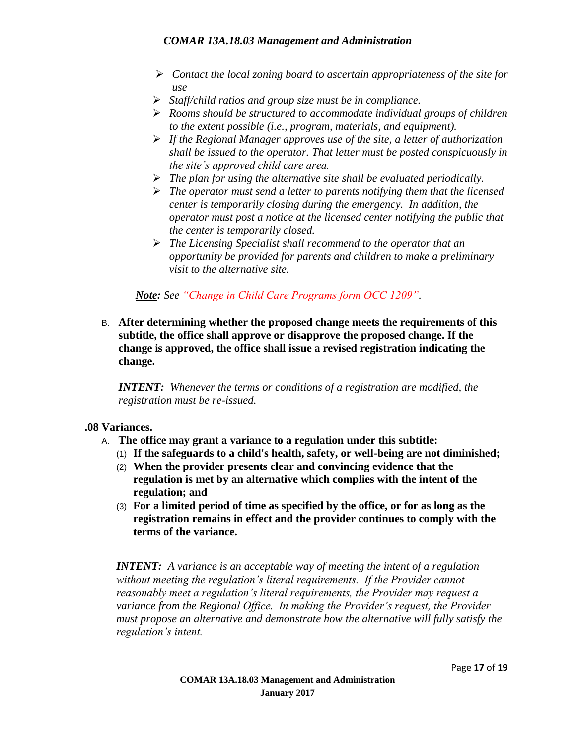- *Contact the local zoning board to ascertain appropriateness of the site for use*
- *Staff/child ratios and group size must be in compliance.*
- *Rooms should be structured to accommodate individual groups of children to the extent possible (i.e., program, materials, and equipment).*
- *If the Regional Manager approves use of the site, a letter of authorization shall be issued to the operator. That letter must be posted conspicuously in the site's approved child care area.*
- *The plan for using the alternative site shall be evaluated periodically.*
- *The operator must send a letter to parents notifying them that the licensed center is temporarily closing during the emergency. In addition, the operator must post a notice at the licensed center notifying the public that the center is temporarily closed.*
- *The Licensing Specialist shall recommend to the operator that an opportunity be provided for parents and children to make a preliminary visit to the alternative site.*

***Note:*** *See "Change in Child Care Programs form OCC 1209".*

B. **After determining whether the proposed change meets the requirements of this subtitle, the office shall approve or disapprove the proposed change. If the change is approved, the office shall issue a revised registration indicating the change.**

***INTENT:*** *Whenever the terms or conditions of a registration are modified, the registration must be re-issued.*

**.08 Variances.**

A. **The office may grant a variance to a regulation under this subtitle:**
   (1) **If the safeguards to a child's health, safety, or well-being are not diminished;**
   (2) **When the provider presents clear and convincing evidence that the regulation is met by an alternative which complies with the intent of the regulation; and**
   (3) **For a limited period of time as specified by the office, or for as long as the registration remains in effect and the provider continues to comply with the terms of the variance.**

***INTENT:*** *A variance is an acceptable way of meeting the intent of a regulation without meeting the regulation's literal requirements. If the Provider cannot reasonably meet a regulation's literal requirements, the Provider may request a variance from the Regional Office. In making the Provider's request, the Provider must propose an alternative and demonstrate how the alternative will fully satisfy the regulation's intent.*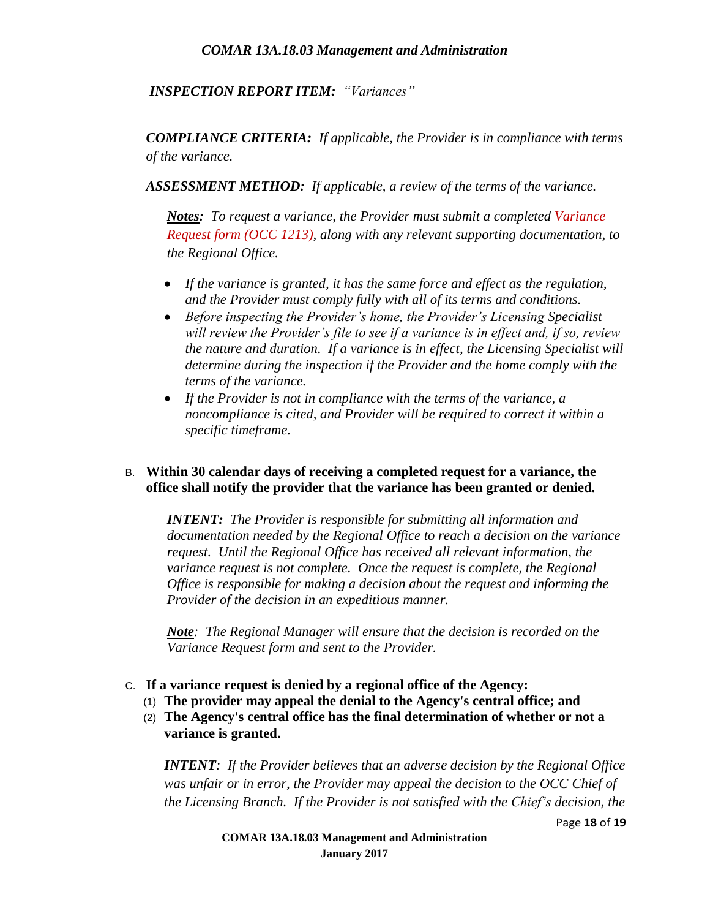*COMAR 13A.18.03 Management and Administration*

***INSPECTION REPORT ITEM:*** *"Variances"*

***COMPLIANCE CRITERIA:*** *If applicable, the Provider is in compliance with terms of the variance.*

***ASSESSMENT METHOD:*** *If applicable, a review of the terms of the variance.*

***Notes:*** *To request a variance, the Provider must submit a completed Variance Request form (OCC 1213), along with any relevant supporting documentation, to the Regional Office.*

- *If the variance is granted, it has the same force and effect as the regulation, and the Provider must comply fully with all of its terms and conditions.*
- *Before inspecting the Provider's home, the Provider's Licensing Specialist will review the Provider's file to see if a variance is in effect and, if so, review the nature and duration. If a variance is in effect, the Licensing Specialist will determine during the inspection if the Provider and the home comply with the terms of the variance.*
- *If the Provider is not in compliance with the terms of the variance, a noncompliance is cited, and Provider will be required to correct it within a specific timeframe.*

B. **Within 30 calendar days of receiving a completed request for a variance, the office shall notify the provider that the variance has been granted or denied.**

***INTENT:*** *The Provider is responsible for submitting all information and documentation needed by the Regional Office to reach a decision on the variance request. Until the Regional Office has received all relevant information, the variance request is not complete. Once the request is complete, the Regional Office is responsible for making a decision about the request and informing the Provider of the decision in an expeditious manner.*

***Note****: The Regional Manager will ensure that the decision is recorded on the Variance Request form and sent to the Provider.*

C. **If a variance request is denied by a regional office of the Agency:**
   (1) **The provider may appeal the denial to the Agency's central office; and**
   (2) **The Agency's central office has the final determination of whether or not a variance is granted.**

***INTENT****: If the Provider believes that an adverse decision by the Regional Office was unfair or in error, the Provider may appeal the decision to the OCC Chief of the Licensing Branch. If the Provider is not satisfied with the Chief's decision, the*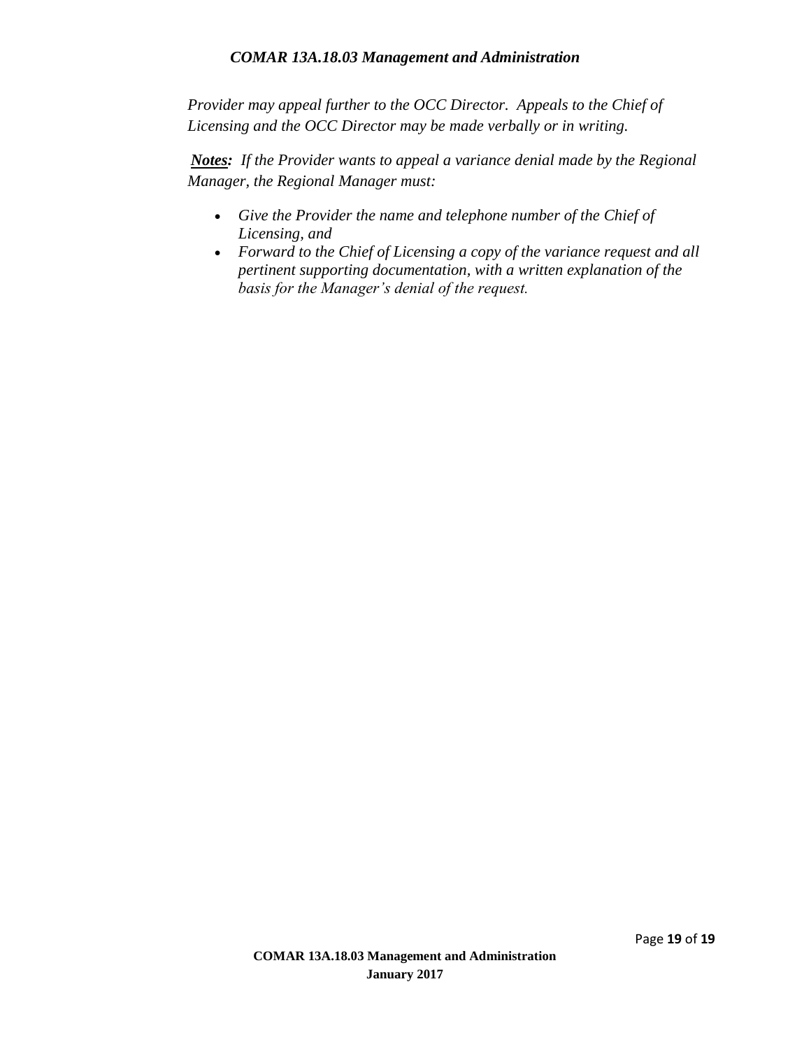*Provider may appeal further to the OCC Director. Appeals to the Chief of Licensing and the OCC Director may be made verbally or in writing.*

***Notes:*** *If the Provider wants to appeal a variance denial made by the Regional Manager, the Regional Manager must:*

- *Give the Provider the name and telephone number of the Chief of Licensing, and*
- *Forward to the Chief of Licensing a copy of the variance request and all pertinent supporting documentation, with a written explanation of the basis for the Manager's denial of the request.*